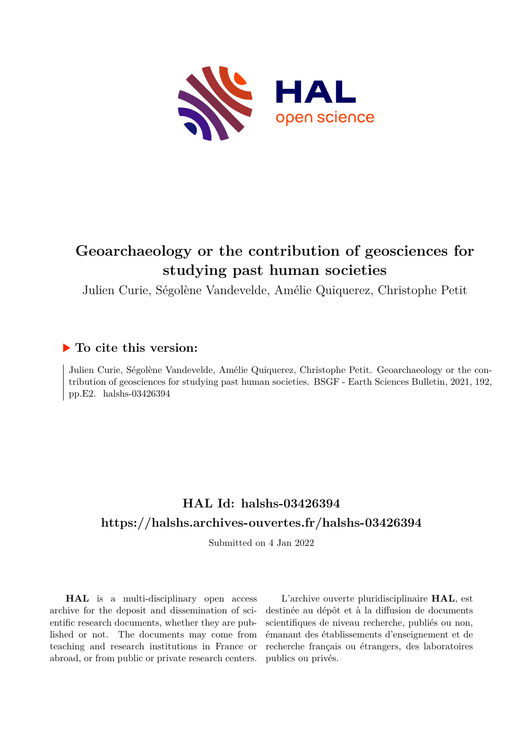# Geoarchaeology or the contribution of geosciences for studying past human societies

Julien Curie, Ségolène Vandevelde, Amélie Quiquerez, Christophe Petit

## ▶ To cite this version:

Julien Curie, Ségolène Vandevelde, Amélie Quiquerez, Christophe Petit. Geoarchaeology or the contribution of geosciences for studying past human societies. BSGF - Earth Sciences Bulletin, 2021, 192, pp.E2. halshs-03426394

## HAL Id: halshs-03426394

## https://halshs.archives-ouvertes.fr/halshs-03426394

Submitted on 4 Jan 2022

**HAL** is a multi-disciplinary open access archive for the deposit and dissemination of scientific research documents, whether they are published or not. The documents may come from teaching and research institutions in France or abroad, or from public or private research centers.

L'archive ouverte pluridisciplinaire **HAL**, est destinée au dépôt et à la diffusion de documents scientifiques de niveau recherche, publiés ou non, émanant des établissements d'enseignement et de recherche français ou étrangers, des laboratoires publics ou privés.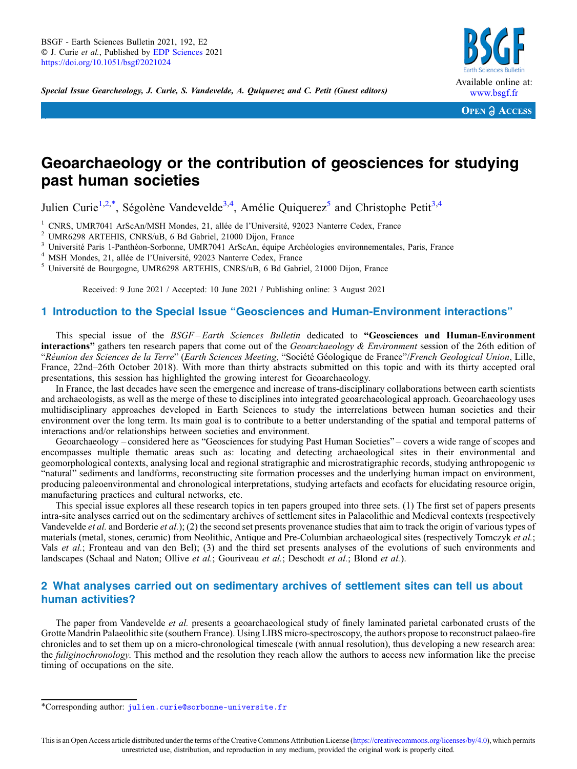# Geoarchaeology or the contribution of geosciences for studying past human societies

Julien Curie[1,2,*], Ségolène Vandevelde[3,4], Amélie Quiquerez[5] and Christophe Petit[3,4]

[1] CNRS, UMR7041 ArScAn/MSH Mondes, 21, allée de l'Université, 92023 Nanterre Cedex, France
[2] UMR6298 ARTEHIS, CNRS/uB, 6 Bd Gabriel, 21000 Dijon, France
[3] Université Paris 1-Panthéon-Sorbonne, UMR7041 ArScAn, équipe Archéologies environnementales, Paris, France
[4] MSH Mondes, 21, allée de l'Université, 92023 Nanterre Cedex, France
[5] Université de Bourgogne, UMR6298 ARTEHIS, CNRS/uB, 6 Bd Gabriel, 21000 Dijon, France

Received: 9 June 2021 / Accepted: 10 June 2021 / Publishing online: 3 August 2021

## 1 Introduction to the Special Issue "Geosciences and Human-Environment interactions"

This special issue of the *BSGF – Earth Sciences Bulletin* dedicated to **"Geosciences and Human-Environment interactions"** gathers ten research papers that come out of the *Geoarchaeology & Environment* session of the 26th edition of "*Réunion des Sciences de la Terre*" (*Earth Sciences Meeting*, "Société Géologique de France"/*French Geological Union*, Lille, France, 22nd–26th October 2018). With more than thirty abstracts submitted on this topic and with its thirty accepted oral presentations, this session has highlighted the growing interest for Geoarchaeology.

In France, the last decades have seen the emergence and increase of trans-disciplinary collaborations between earth scientists and archaeologists, as well as the merge of these to disciplines into integrated geoarchaeological approach. Geoarchaeology uses multidisciplinary approaches developed in Earth Sciences to study the interrelations between human societies and their environment over the long term. Its main goal is to contribute to a better understanding of the spatial and temporal patterns of interactions and/or relationships between societies and environment.

Geoarchaeology – considered here as "Geosciences for studying Past Human Societies" – covers a wide range of scopes and encompasses multiple thematic areas such as: locating and detecting archaeological sites in their environmental and geomorphological contexts, analysing local and regional stratigraphic and microstratigraphic records, studying anthropogenic *vs* "natural" sediments and landforms, reconstructing site formation processes and the underlying human impact on environment, producing paleoenvironmental and chronological interpretations, studying artefacts and ecofacts for elucidating resource origin, manufacturing practices and cultural networks, etc.

This special issue explores all these research topics in ten papers grouped into three sets. (1) The first set of papers presents intra-site analyses carried out on the sedimentary archives of settlement sites in Palaeolithic and Medieval contexts (respectively Vandevelde *et al.* and Borderie *et al.*); (2) the second set presents provenance studies that aim to track the origin of various types of materials (metal, stones, ceramic) from Neolithic, Antique and Pre-Columbian archaeological sites (respectively Tomczyk *et al.*; Vals *et al.*; Fronteau and van den Bel); (3) and the third set presents analyses of the evolutions of such environments and landscapes (Schaal and Naton; Ollive *et al.*; Gouriveau *et al.*; Deschodt *et al.*; Blond *et al.*).

## 2 What analyses carried out on sedimentary archives of settlement sites can tell us about human activities?

The paper from Vandevelde *et al.* presents a geoarchaeological study of finely laminated parietal carbonated crusts of the Grotte Mandrin Palaeolithic site (southern France). Using LIBS micro-spectroscopy, the authors propose to reconstruct palaeo-fire chronicles and to set them up on a micro-chronological timescale (with annual resolution), thus developing a new research area: the *fuliginochronology*. This method and the resolution they reach allow the authors to access new information like the precise timing of occupations on the site.

*Corresponding author: julien.curie@sorbonne-universite.fr

This is an Open Access article distributed under the terms of the Creative Commons Attribution License (https://creativecommons.org/licenses/by/4.0), which permits unrestricted use, distribution, and reproduction in any medium, provided the original work is properly cited.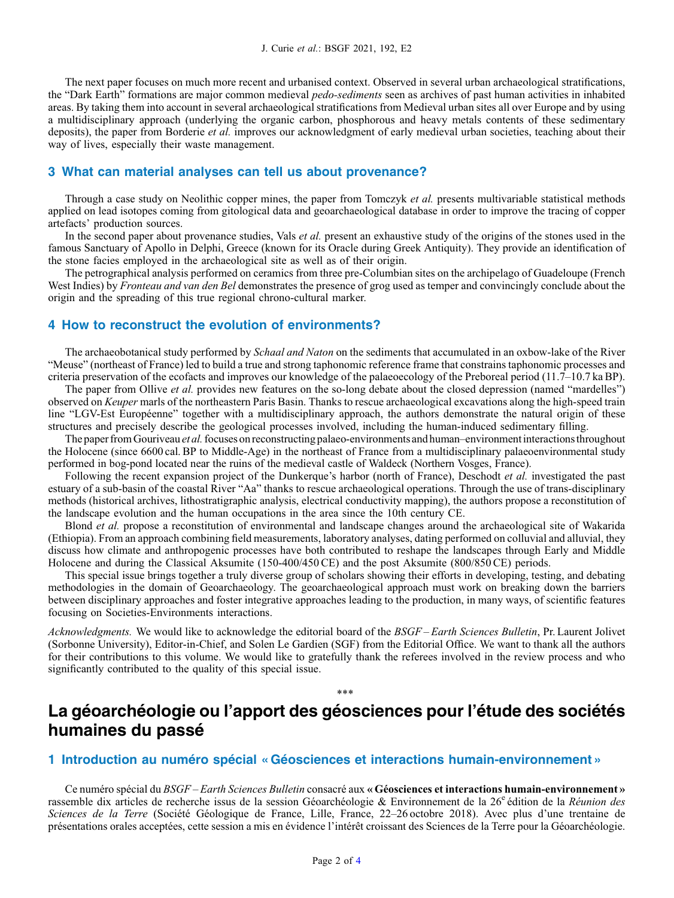The next paper focuses on much more recent and urbanised context. Observed in several urban archaeological stratifications, the "Dark Earth" formations are major common medieval *pedo-sediments* seen as archives of past human activities in inhabited areas. By taking them into account in several archaeological stratifications from Medieval urban sites all over Europe and by using a multidisciplinary approach (underlying the organic carbon, phosphorous and heavy metals contents of these sedimentary deposits), the paper from Borderie *et al.* improves our acknowledgment of early medieval urban societies, teaching about their way of lives, especially their waste management.

## 3 What can material analyses can tell us about provenance?

Through a case study on Neolithic copper mines, the paper from Tomczyk *et al.* presents multivariable statistical methods applied on lead isotopes coming from gitological data and geoarchaeological database in order to improve the tracing of copper artefacts' production sources.

In the second paper about provenance studies, Vals *et al.* present an exhaustive study of the origins of the stones used in the famous Sanctuary of Apollo in Delphi, Greece (known for its Oracle during Greek Antiquity). They provide an identification of the stone facies employed in the archaeological site as well as of their origin.

The petrographical analysis performed on ceramics from three pre-Columbian sites on the archipelago of Guadeloupe (French West Indies) by *Fronteau and van den Bel* demonstrates the presence of grog used as temper and convincingly conclude about the origin and the spreading of this true regional chrono-cultural marker.

## 4 How to reconstruct the evolution of environments?

The archaeobotanical study performed by *Schaal and Naton* on the sediments that accumulated in an oxbow-lake of the River "Meuse" (northeast of France) led to build a true and strong taphonomic reference frame that constrains taphonomic processes and criteria preservation of the ecofacts and improves our knowledge of the palaeoecology of the Preboreal period (11.7–10.7 ka BP).

The paper from Ollive *et al.* provides new features on the so-long debate about the closed depression (named "mardelles") observed on *Keuper* marls of the northeastern Paris Basin. Thanks to rescue archaeological excavations along the high-speed train line "LGV-Est Européenne" together with a multidisciplinary approach, the authors demonstrate the natural origin of these structures and precisely describe the geological processes involved, including the human-induced sedimentary filling.

The paper from Gouriveau *et al.* focuses on reconstructing palaeo-environments and human–environment interactions throughout the Holocene (since 6600 cal. BP to Middle-Age) in the northeast of France from a multidisciplinary palaeoenvironmental study performed in bog-pond located near the ruins of the medieval castle of Waldeck (Northern Vosges, France).

Following the recent expansion project of the Dunkerque's harbor (north of France), Deschodt *et al.* investigated the past estuary of a sub-basin of the coastal River "Aa" thanks to rescue archaeological operations. Through the use of trans-disciplinary methods (historical archives, lithostratigraphic analysis, electrical conductivity mapping), the authors propose a reconstitution of the landscape evolution and the human occupations in the area since the 10th century CE.

Blond *et al.* propose a reconstitution of environmental and landscape changes around the archaeological site of Wakarida (Ethiopia). From an approach combining field measurements, laboratory analyses, dating performed on colluvial and alluvial, they discuss how climate and anthropogenic processes have both contributed to reshape the landscapes through Early and Middle Holocene and during the Classical Aksumite (150-400/450 CE) and the post Aksumite (800/850 CE) periods.

This special issue brings together a truly diverse group of scholars showing their efforts in developing, testing, and debating methodologies in the domain of Geoarchaeology. The geoarchaeological approach must work on breaking down the barriers between disciplinary approaches and foster integrative approaches leading to the production, in many ways, of scientific features focusing on Societies-Environments interactions.

*Acknowledgments.* We would like to acknowledge the editorial board of the *BSGF – Earth Sciences Bulletin*, Pr. Laurent Jolivet (Sorbonne University), Editor-in-Chief, and Solen Le Gardien (SGF) from the Editorial Office. We want to thank all the authors for their contributions to this volume. We would like to gratefully thank the referees involved in the review process and who significantly contributed to the quality of this special issue.

\*\*\*

# La géoarchéologie ou l'apport des géosciences pour l'étude des sociétés humaines du passé

## 1 Introduction au numéro spécial « Géosciences et interactions humain-environnement »

Ce numéro spécial du *BSGF – Earth Sciences Bulletin* consacré aux **« Géosciences et interactions humain-environnement »** rassemble dix articles de recherche issus de la session Géoarchéologie & Environnement de la 26e édition de la *Réunion des Sciences de la Terre* (Société Géologique de France, Lille, France, 22–26 octobre 2018). Avec plus d'une trentaine de présentations orales acceptées, cette session a mis en évidence l'intérêt croissant des Sciences de la Terre pour la Géoarchéologie.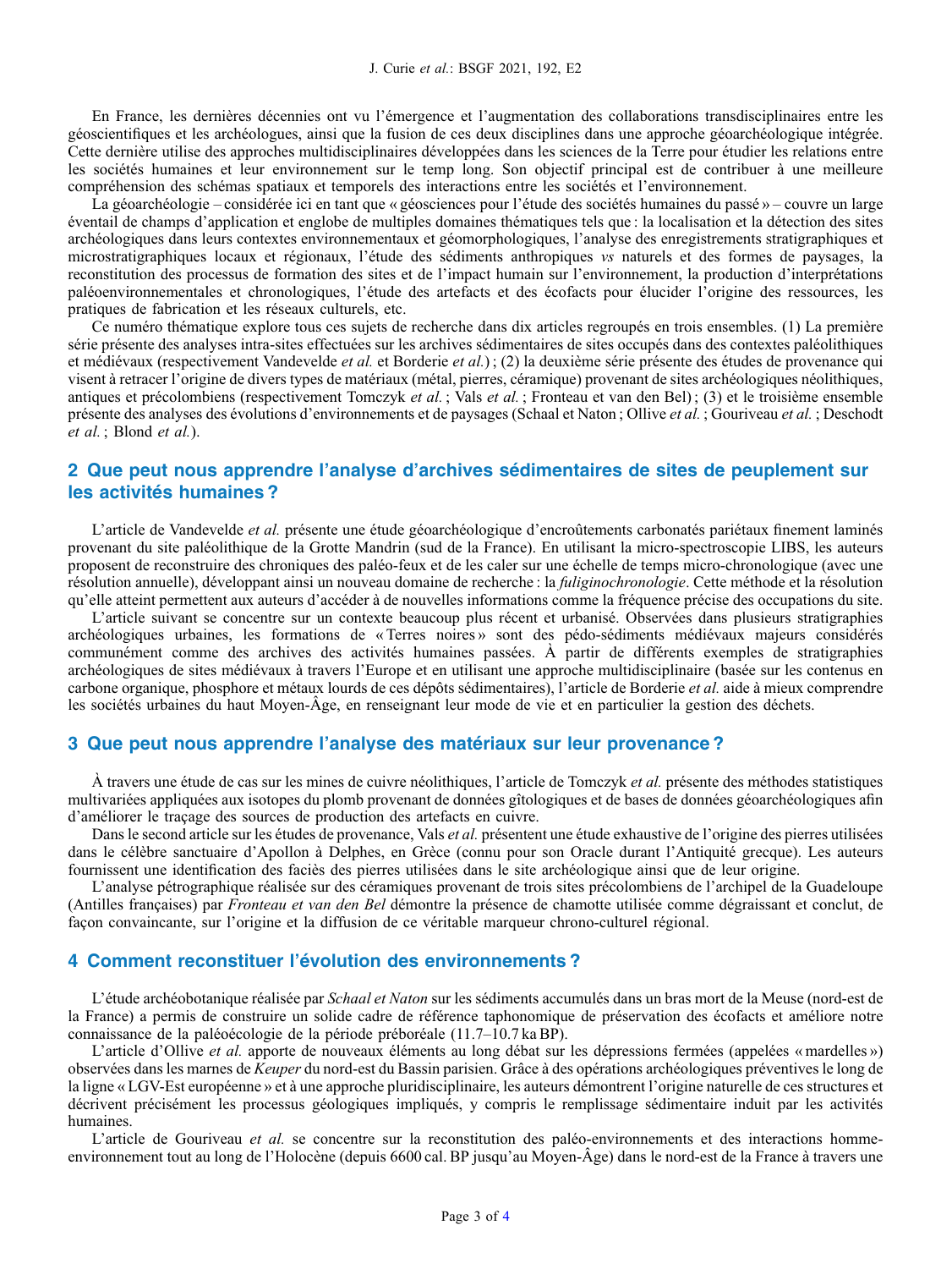En France, les dernières décennies ont vu l'émergence et l'augmentation des collaborations transdisciplinaires entre les géoscientifiques et les archéologues, ainsi que la fusion de ces deux disciplines dans une approche géoarchéologique intégrée. Cette dernière utilise des approches multidisciplinaires développées dans les sciences de la Terre pour étudier les relations entre les sociétés humaines et leur environnement sur le temp long. Son objectif principal est de contribuer à une meilleure compréhension des schémas spatiaux et temporels des interactions entre les sociétés et l'environnement.

La géoarchéologie – considérée ici en tant que « géosciences pour l'étude des sociétés humaines du passé » – couvre un large éventail de champs d'application et englobe de multiples domaines thématiques tels que : la localisation et la détection des sites archéologiques dans leurs contextes environnementaux et géomorphologiques, l'analyse des enregistrements stratigraphiques et microstratigraphiques locaux et régionaux, l'étude des sédiments anthropiques *vs* naturels et des formes de paysages, la reconstitution des processus de formation des sites et de l'impact humain sur l'environnement, la production d'interprétations paléoenvironnementales et chronologiques, l'étude des artefacts et des écofacts pour élucider l'origine des ressources, les pratiques de fabrication et les réseaux culturels, etc.

Ce numéro thématique explore tous ces sujets de recherche dans dix articles regroupés en trois ensembles. (1) La première série présente des analyses intra-sites effectuées sur les archives sédimentaires de sites occupés dans des contextes paléolithiques et médiévaux (respectivement Vandevelde *et al.* et Borderie *et al.*) ; (2) la deuxième série présente des études de provenance qui visent à retracer l'origine de divers types de matériaux (métal, pierres, céramique) provenant de sites archéologiques néolithiques, antiques et précolombiens (respectivement Tomczyk *et al.* ; Vals *et al.* ; Fronteau et van den Bel) ; (3) et le troisième ensemble présente des analyses des évolutions d'environnements et de paysages (Schaal et Naton ; Ollive *et al.* ; Gouriveau *et al.* ; Deschodt *et al.* ; Blond *et al.*).

## 2 Que peut nous apprendre l'analyse d'archives sédimentaires de sites de peuplement sur les activités humaines ?

L'article de Vandevelde *et al.* présente une étude géoarchéologique d'encroûtements carbonatés pariétaux finement laminés provenant du site paléolithique de la Grotte Mandrin (sud de la France). En utilisant la micro-spectroscopie LIBS, les auteurs proposent de reconstruire des chroniques des paléo-feux et de les caler sur une échelle de temps micro-chronologique (avec une résolution annuelle), développant ainsi un nouveau domaine de recherche : la *fuliginochronologie*. Cette méthode et la résolution qu'elle atteint permettent aux auteurs d'accéder à de nouvelles informations comme la fréquence précise des occupations du site.

L'article suivant se concentre sur un contexte beaucoup plus récent et urbanisé. Observées dans plusieurs stratigraphies archéologiques urbaines, les formations de « Terres noires » sont des pédo-sédiments médiévaux majeurs considérés communément comme des archives des activités humaines passées. À partir de différents exemples de stratigraphies archéologiques de sites médiévaux à travers l'Europe et en utilisant une approche multidisciplinaire (basée sur les contenus en carbone organique, phosphore et métaux lourds de ces dépôts sédimentaires), l'article de Borderie *et al.* aide à mieux comprendre les sociétés urbaines du haut Moyen-Âge, en renseignant leur mode de vie et en particulier la gestion des déchets.

## 3 Que peut nous apprendre l'analyse des matériaux sur leur provenance ?

À travers une étude de cas sur les mines de cuivre néolithiques, l'article de Tomczyk *et al.* présente des méthodes statistiques multivariées appliquées aux isotopes du plomb provenant de données gîtologiques et de bases de données géoarchéologiques afin d'améliorer le traçage des sources de production des artefacts en cuivre.

Dans le second article sur les études de provenance, Vals *et al.* présentent une étude exhaustive de l'origine des pierres utilisées dans le célèbre sanctuaire d'Apollon à Delphes, en Grèce (connu pour son Oracle durant l'Antiquité grecque). Les auteurs fournissent une identification des faciès des pierres utilisées dans le site archéologique ainsi que de leur origine.

L'analyse pétrographique réalisée sur des céramiques provenant de trois sites précolombiens de l'archipel de la Guadeloupe (Antilles françaises) par *Fronteau et van den Bel* démontre la présence de chamotte utilisée comme dégraissant et conclut, de façon convaincante, sur l'origine et la diffusion de ce véritable marqueur chrono-culturel régional.

## 4 Comment reconstituer l'évolution des environnements ?

L'étude archéobotanique réalisée par *Schaal et Naton* sur les sédiments accumulés dans un bras mort de la Meuse (nord-est de la France) a permis de construire un solide cadre de référence taphonomique de préservation des écofacts et améliore notre connaissance de la paléoécologie de la période préboréale (11.7–10.7 ka BP).

L'article d'Ollive *et al.* apporte de nouveaux éléments au long débat sur les dépressions fermées (appelées « mardelles ») observées dans les marnes de *Keuper* du nord-est du Bassin parisien. Grâce à des opérations archéologiques préventives le long de la ligne « LGV-Est européenne » et à une approche pluridisciplinaire, les auteurs démontrent l'origine naturelle de ces structures et décrivent précisément les processus géologiques impliqués, y compris le remplissage sédimentaire induit par les activités humaines.

L'article de Gouriveau *et al.* se concentre sur la reconstitution des paléo-environnements et des interactions homme-environnement tout au long de l'Holocène (depuis 6600 cal. BP jusqu'au Moyen-Âge) dans le nord-est de la France à travers une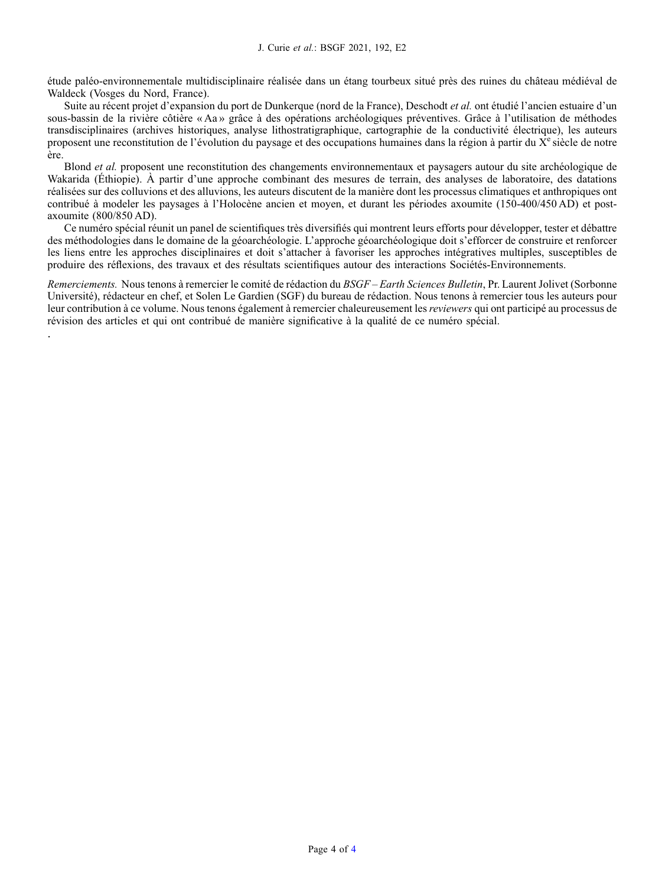étude paléo-environnementale multidisciplinaire réalisée dans un étang tourbeux situé près des ruines du château médiéval de Waldeck (Vosges du Nord, France).

Suite au récent projet d'expansion du port de Dunkerque (nord de la France), Deschodt *et al.* ont étudié l'ancien estuaire d'un sous-bassin de la rivière côtière « Aa » grâce à des opérations archéologiques préventives. Grâce à l'utilisation de méthodes transdisciplinaires (archives historiques, analyse lithostratigraphique, cartographie de la conductivité électrique), les auteurs proposent une reconstitution de l'évolution du paysage et des occupations humaines dans la région à partir du X$^{e}$ siècle de notre ère.

Blond *et al.* proposent une reconstitution des changements environnementaux et paysagers autour du site archéologique de Wakarida (Éthiopie). À partir d'une approche combinant des mesures de terrain, des analyses de laboratoire, des datations réalisées sur des colluvions et des alluvions, les auteurs discutent de la manière dont les processus climatiques et anthropiques ont contribué à modeler les paysages à l'Holocène ancien et moyen, et durant les périodes axoumite (150-400/450 AD) et post-axoumite (800/850 AD).

Ce numéro spécial réunit un panel de scientifiques très diversifiés qui montrent leurs efforts pour développer, tester et débattre des méthodologies dans le domaine de la géoarchéologie. L'approche géoarchéologique doit s'efforcer de construire et renforcer les liens entre les approches disciplinaires et doit s'attacher à favoriser les approches intégratives multiples, susceptibles de produire des réflexions, des travaux et des résultats scientifiques autour des interactions Sociétés-Environnements.

*Remerciements.* Nous tenons à remercier le comité de rédaction du *BSGF – Earth Sciences Bulletin*, Pr. Laurent Jolivet (Sorbonne Université), rédacteur en chef, et Solen Le Gardien (SGF) du bureau de rédaction. Nous tenons à remercier tous les auteurs pour leur contribution à ce volume. Nous tenons également à remercier chaleureusement les *reviewers* qui ont participé au processus de révision des articles et qui ont contribué de manière significative à la qualité de ce numéro spécial.

.